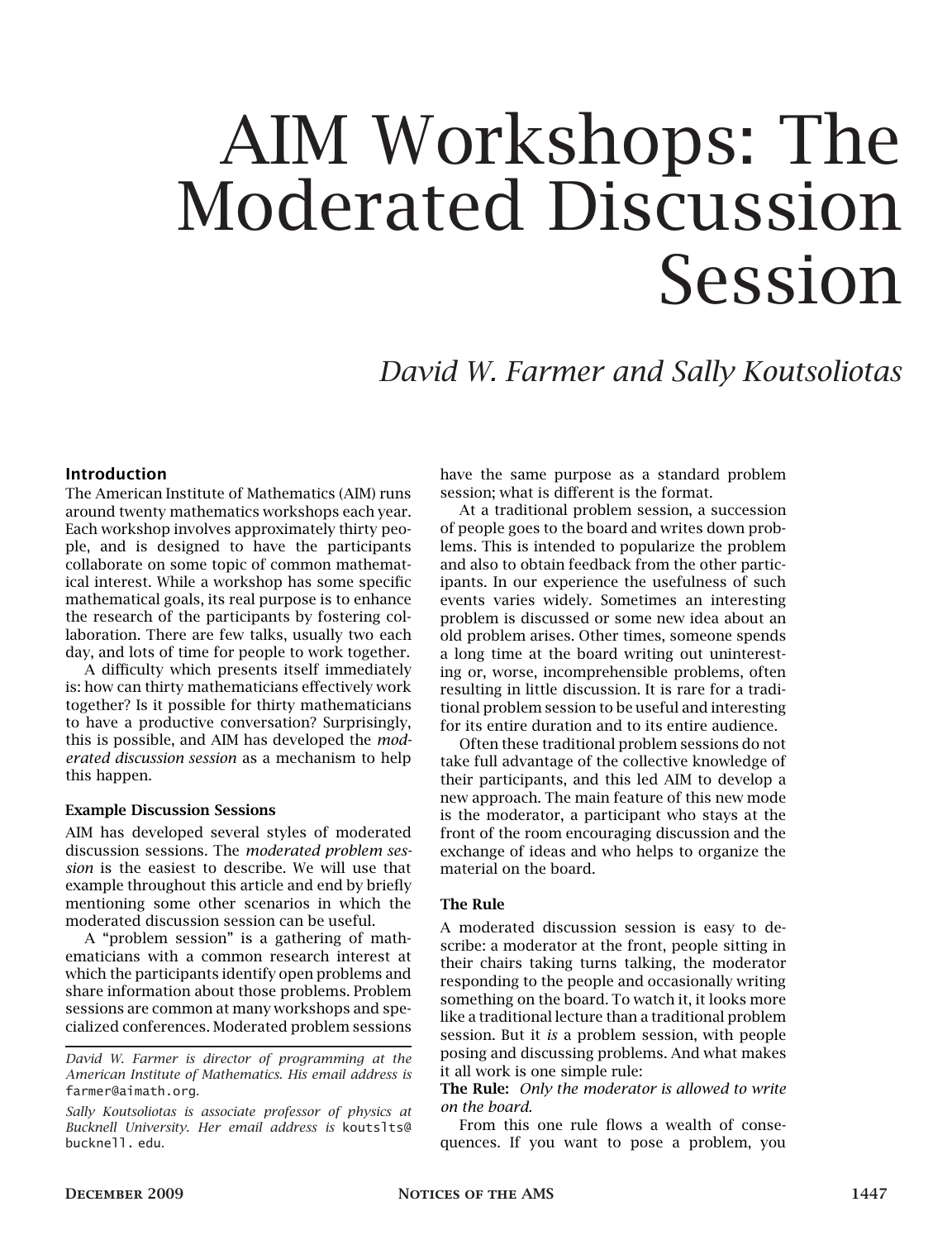# AIM Workshops: The Moderated Discussion Session

*David W. Farmer and Sally Koutsoliotas*

## Introduction

The American Institute of Mathematics (AIM) runs around twenty mathematics workshops each year. Each workshop involves approximately thirty people, and is designed to have the participants collaborate on some topic of common mathematical interest. While a workshop has some specific mathematical goals, its real purpose is to enhance the research of the participants by fostering collaboration. There are few talks, usually two each day, and lots of time for people to work together.

A difficulty which presents itself immediately is: how can thirty mathematicians effectively work together? Is it possible for thirty mathematicians to have a productive conversation? Surprisingly, this is possible, and AIM has developed the *moderated discussion session* as a mechanism to help this happen.

### Example Discussion Sessions

AIM has developed several styles of moderated discussion sessions. The *moderated problem session* is the easiest to describe. We will use that example throughout this article and end by briefly mentioning some other scenarios in which the moderated discussion session can be useful.

A "problem session" is a gathering of mathematicians with a common research interest at which the participants identify open problems and share information about those problems. Problem sessions are common at many workshops and specialized conferences. Moderated problem sessions have the same purpose as a standard problem session; what is different is the format.

At a traditional problem session, a succession of people goes to the board and writes down problems. This is intended to popularize the problem and also to obtain feedback from the other participants. In our experience the usefulness of such events varies widely. Sometimes an interesting problem is discussed or some new idea about an old problem arises. Other times, someone spends a long time at the board writing out uninteresting or, worse, incomprehensible problems, often resulting in little discussion. It is rare for a traditional problem session to be useful and interesting for its entire duration and to its entire audience.

Often these traditional problem sessions do not take full advantage of the collective knowledge of their participants, and this led AIM to develop a new approach. The main feature of this new mode is the moderator, a participant who stays at the front of the room encouraging discussion and the exchange of ideas and who helps to organize the material on the board.

### The Rule

A moderated discussion session is easy to describe: a moderator at the front, people sitting in their chairs taking turns talking, the moderator responding to the people and occasionally writing something on the board. To watch it, it looks more like a traditional lecture than a traditional problem session. But it *is* a problem session, with people posing and discussing problems. And what makes it all work is one simple rule:

**The Rule:** *Only the moderator is allowed to write on the board.*

From this one rule flows a wealth of consequences. If you want to pose a problem, you

*David W. Farmer is director of programming at the American Institute of Mathematics. His email address is* farmer@aimath.org.

*Sally Koutsoliotas is associate professor of physics at Bucknell University. Her email address is* koutslts@bucknell.edu.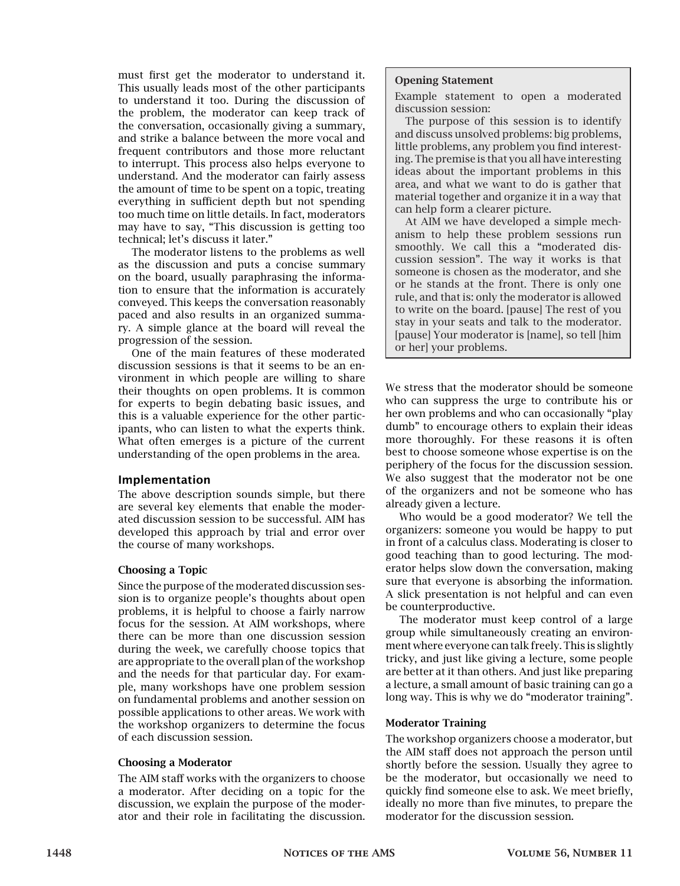must first get the moderator to understand it. This usually leads most of the other participants to understand it too. During the discussion of the problem, the moderator can keep track of the conversation, occasionally giving a summary, and strike a balance between the more vocal and frequent contributors and those more reluctant to interrupt. This process also helps everyone to understand. And the moderator can fairly assess the amount of time to be spent on a topic, treating everything in sufficient depth but not spending too much time on little details. In fact, moderators may have to say, "This discussion is getting too technical; let's discuss it later."

The moderator listens to the problems as well as the discussion and puts a concise summary on the board, usually paraphrasing the information to ensure that the information is accurately conveyed. This keeps the conversation reasonably paced and also results in an organized summary. A simple glance at the board will reveal the progression of the session.

One of the main features of these moderated discussion sessions is that it seems to be an environment in which people are willing to share their thoughts on open problems. It is common for experts to begin debating basic issues, and this is a valuable experience for the other participants, who can listen to what the experts think. What often emerges is a picture of the current understanding of the open problems in the area.

## Implementation

The above description sounds simple, but there are several key elements that enable the moderated discussion session to be successful. AIM has developed this approach by trial and error over the course of many workshops.

### Choosing a Topic

Since the purpose of the moderated discussion session is to organize people's thoughts about open problems, it is helpful to choose a fairly narrow focus for the session. At AIM workshops, where there can be more than one discussion session during the week, we carefully choose topics that are appropriate to the overall plan of the workshop and the needs for that particular day. For example, many workshops have one problem session on fundamental problems and another session on possible applications to other areas. We work with the workshop organizers to determine the focus of each discussion session.

### Choosing a Moderator

The AIM staff works with the organizers to choose a moderator. After deciding on a topic for the discussion, we explain the purpose of the moderator and their role in facilitating the discussion.

> **Opening Statement**
>
> Example statement to open a moderated discussion session:
>
> The purpose of this session is to identify and discuss unsolved problems: big problems, little problems, any problem you find interesting. The premise is that you all have interesting ideas about the important problems in this area, and what we want to do is gather that material together and organize it in a way that can help form a clearer picture.
>
> At AIM we have developed a simple mechanism to help these problem sessions run smoothly. We call this a "moderated discussion session". The way it works is that someone is chosen as the moderator, and she or he stands at the front. There is only one rule, and that is: only the moderator is allowed to write on the board. [pause] The rest of you stay in your seats and talk to the moderator. [pause] Your moderator is [name], so tell [him or her] your problems.

We stress that the moderator should be someone who can suppress the urge to contribute his or her own problems and who can occasionally "play dumb" to encourage others to explain their ideas more thoroughly. For these reasons it is often best to choose someone whose expertise is on the periphery of the focus for the discussion session. We also suggest that the moderator not be one of the organizers and not be someone who has already given a lecture.

Who would be a good moderator? We tell the organizers: someone you would be happy to put in front of a calculus class. Moderating is closer to good teaching than to good lecturing. The moderator helps slow down the conversation, making sure that everyone is absorbing the information. A slick presentation is not helpful and can even be counterproductive.

The moderator must keep control of a large group while simultaneously creating an environment where everyone can talk freely. This is slightly tricky, and just like giving a lecture, some people are better at it than others. And just like preparing a lecture, a small amount of basic training can go a long way. This is why we do "moderator training".

### Moderator Training

The workshop organizers choose a moderator, but the AIM staff does not approach the person until shortly before the session. Usually they agree to be the moderator, but occasionally we need to quickly find someone else to ask. We meet briefly, ideally no more than five minutes, to prepare the moderator for the discussion session.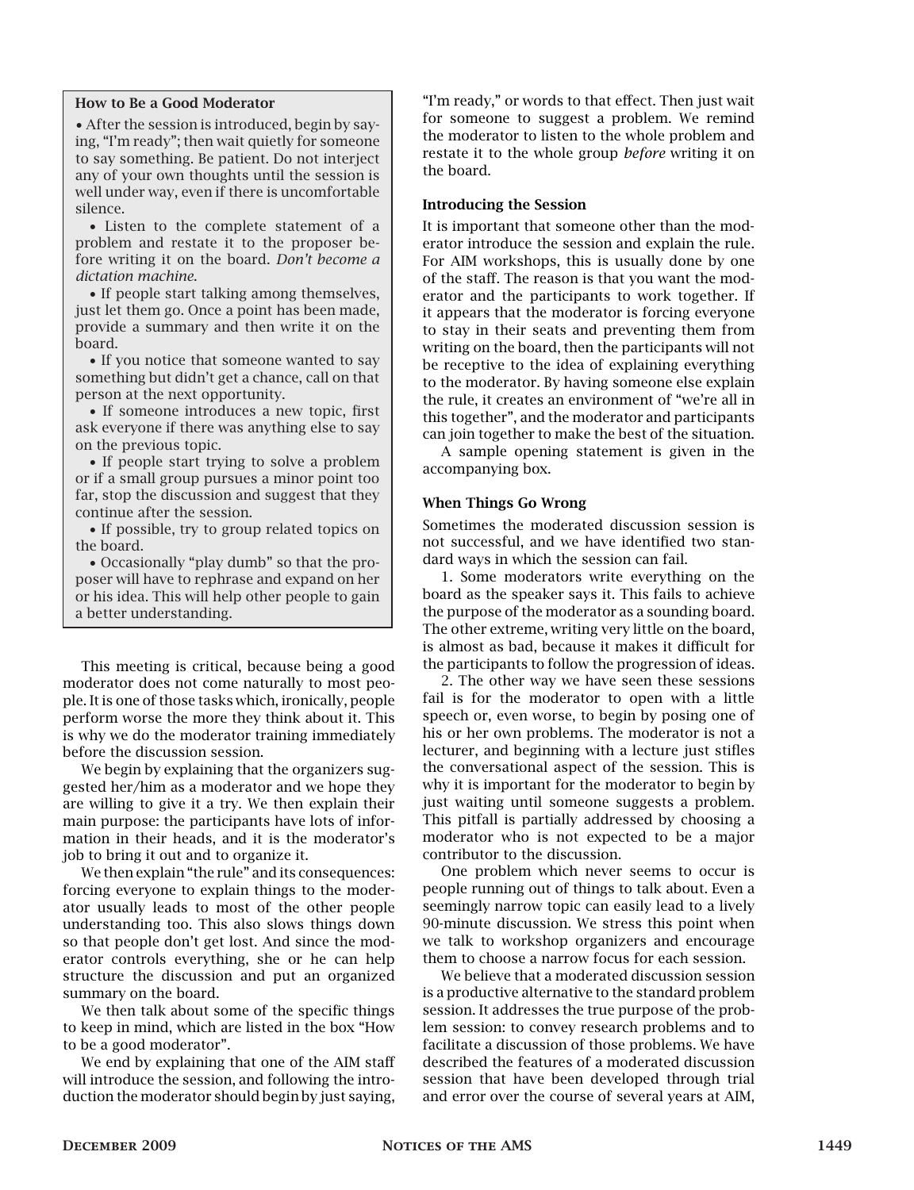### How to Be a Good Moderator

- After the session is introduced, begin by saying, "I'm ready"; then wait quietly for someone to say something. Be patient. Do not interject any of your own thoughts until the session is well under way, even if there is uncomfortable silence.
- Listen to the complete statement of a problem and restate it to the proposer before writing it on the board. *Don't become a dictation machine.*
- If people start talking among themselves, just let them go. Once a point has been made, provide a summary and then write it on the board.
- If you notice that someone wanted to say something but didn't get a chance, call on that person at the next opportunity.
- If someone introduces a new topic, first ask everyone if there was anything else to say on the previous topic.
- If people start trying to solve a problem or if a small group pursues a minor point too far, stop the discussion and suggest that they continue after the session.
- If possible, try to group related topics on the board.
- Occasionally "play dumb" so that the proposer will have to rephrase and expand on her or his idea. This will help other people to gain a better understanding.

This meeting is critical, because being a good moderator does not come naturally to most people. It is one of those tasks which, ironically, people perform worse the more they think about it. This is why we do the moderator training immediately before the discussion session.

We begin by explaining that the organizers suggested her/him as a moderator and we hope they are willing to give it a try. We then explain their main purpose: the participants have lots of information in their heads, and it is the moderator's job to bring it out and to organize it.

We then explain "the rule" and its consequences: forcing everyone to explain things to the moderator usually leads to most of the other people understanding too. This also slows things down so that people don't get lost. And since the moderator controls everything, she or he can help structure the discussion and put an organized summary on the board.

We then talk about some of the specific things to keep in mind, which are listed in the box "How to be a good moderator".

We end by explaining that one of the AIM staff will introduce the session, and following the introduction the moderator should begin by just saying, "I'm ready," or words to that effect. Then just wait for someone to suggest a problem. We remind the moderator to listen to the whole problem and restate it to the whole group *before* writing it on the board.

### Introducing the Session

It is important that someone other than the moderator introduce the session and explain the rule. For AIM workshops, this is usually done by one of the staff. The reason is that you want the moderator and the participants to work together. If it appears that the moderator is forcing everyone to stay in their seats and preventing them from writing on the board, then the participants will not be receptive to the idea of explaining everything to the moderator. By having someone else explain the rule, it creates an environment of "we're all in this together", and the moderator and participants can join together to make the best of the situation.

A sample opening statement is given in the accompanying box.

### When Things Go Wrong

Sometimes the moderated discussion session is not successful, and we have identified two standard ways in which the session can fail.

1. Some moderators write everything on the board as the speaker says it. This fails to achieve the purpose of the moderator as a sounding board. The other extreme, writing very little on the board, is almost as bad, because it makes it difficult for the participants to follow the progression of ideas.

2. The other way we have seen these sessions fail is for the moderator to open with a little speech or, even worse, to begin by posing one of his or her own problems. The moderator is not a lecturer, and beginning with a lecture just stifles the conversational aspect of the session. This is why it is important for the moderator to begin by just waiting until someone suggests a problem. This pitfall is partially addressed by choosing a moderator who is not expected to be a major contributor to the discussion.

One problem which never seems to occur is people running out of things to talk about. Even a seemingly narrow topic can easily lead to a lively 90-minute discussion. We stress this point when we talk to workshop organizers and encourage them to choose a narrow focus for each session.

We believe that a moderated discussion session is a productive alternative to the standard problem session. It addresses the true purpose of the problem session: to convey research problems and to facilitate a discussion of those problems. We have described the features of a moderated discussion session that have been developed through trial and error over the course of several years at AIM,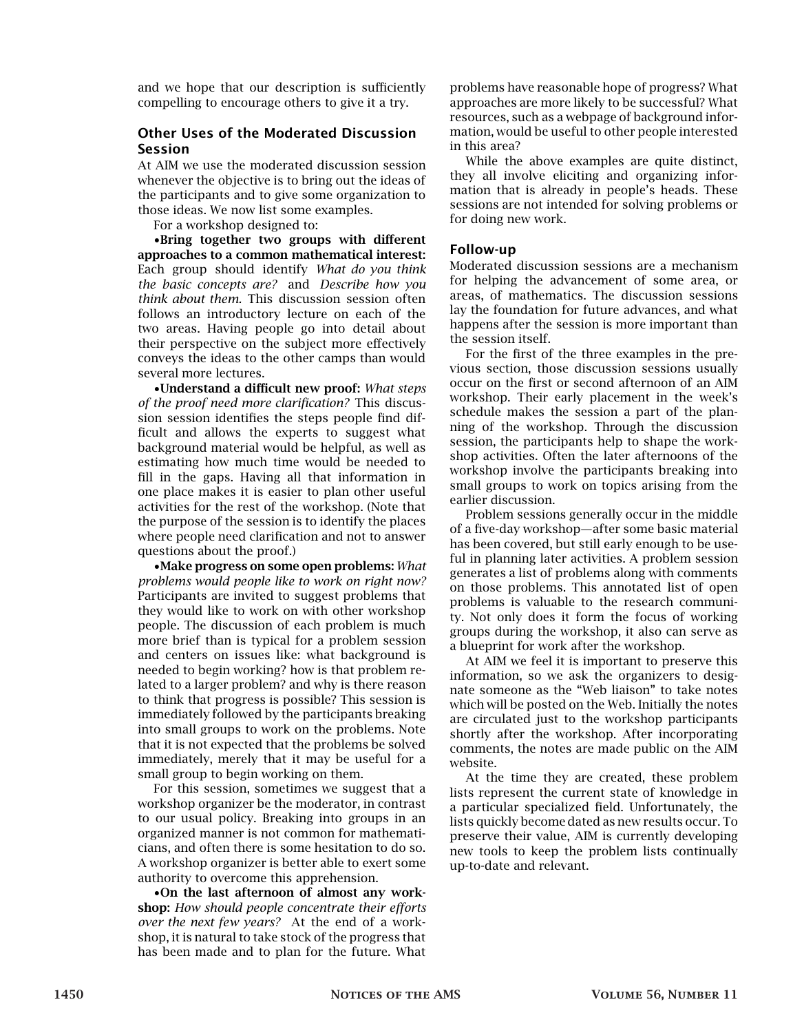and we hope that our description is sufficiently compelling to encourage others to give it a try.

## Other Uses of the Moderated Discussion Session

At AIM we use the moderated discussion session whenever the objective is to bring out the ideas of the participants and to give some organization to those ideas. We now list some examples.

For a workshop designed to:

•**Bring together two groups with different approaches to a common mathematical interest:** Each group should identify *What do you think the basic concepts are?* and *Describe how you think about them.* This discussion session often follows an introductory lecture on each of the two areas. Having people go into detail about their perspective on the subject more effectively conveys the ideas to the other camps than would several more lectures.

•**Understand a difficult new proof:** *What steps of the proof need more clarification?* This discussion session identifies the steps people find difficult and allows the experts to suggest what background material would be helpful, as well as estimating how much time would be needed to fill in the gaps. Having all that information in one place makes it is easier to plan other useful activities for the rest of the workshop. (Note that the purpose of the session is to identify the places where people need clarification and not to answer questions about the proof.)

•**Make progress on some open problems:** *What problems would people like to work on right now?* Participants are invited to suggest problems that they would like to work on with other workshop people. The discussion of each problem is much more brief than is typical for a problem session and centers on issues like: what background is needed to begin working? how is that problem related to a larger problem? and why is there reason to think that progress is possible? This session is immediately followed by the participants breaking into small groups to work on the problems. Note that it is not expected that the problems be solved immediately, merely that it may be useful for a small group to begin working on them.

For this session, sometimes we suggest that a workshop organizer be the moderator, in contrast to our usual policy. Breaking into groups in an organized manner is not common for mathematicians, and often there is some hesitation to do so. A workshop organizer is better able to exert some authority to overcome this apprehension.

•**On the last afternoon of almost any workshop:** *How should people concentrate their efforts over the next few years?* At the end of a workshop, it is natural to take stock of the progress that has been made and to plan for the future. What problems have reasonable hope of progress? What approaches are more likely to be successful? What resources, such as a webpage of background information, would be useful to other people interested in this area?

While the above examples are quite distinct, they all involve eliciting and organizing information that is already in people's heads. These sessions are not intended for solving problems or for doing new work.

### Follow-up

Moderated discussion sessions are a mechanism for helping the advancement of some area, or areas, of mathematics. The discussion sessions lay the foundation for future advances, and what happens after the session is more important than the session itself.

For the first of the three examples in the previous section, those discussion sessions usually occur on the first or second afternoon of an AIM workshop. Their early placement in the week's schedule makes the session a part of the planning of the workshop. Through the discussion session, the participants help to shape the workshop activities. Often the later afternoons of the workshop involve the participants breaking into small groups to work on topics arising from the earlier discussion.

Problem sessions generally occur in the middle of a five-day workshop—after some basic material has been covered, but still early enough to be useful in planning later activities. A problem session generates a list of problems along with comments on those problems. This annotated list of open problems is valuable to the research community. Not only does it form the focus of working groups during the workshop, it also can serve as a blueprint for work after the workshop.

At AIM we feel it is important to preserve this information, so we ask the organizers to designate someone as the "Web liaison" to take notes which will be posted on the Web. Initially the notes are circulated just to the workshop participants shortly after the workshop. After incorporating comments, the notes are made public on the AIM website.

At the time they are created, these problem lists represent the current state of knowledge in a particular specialized field. Unfortunately, the lists quickly become dated as new results occur. To preserve their value, AIM is currently developing new tools to keep the problem lists continually up-to-date and relevant.